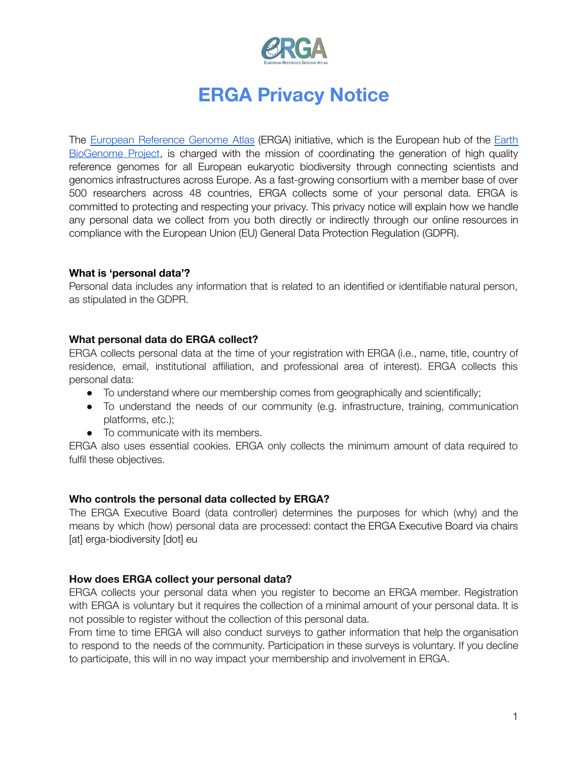# ERGA Privacy Notice

The European Reference Genome Atlas (ERGA) initiative, which is the European hub of the Earth BioGenome Project, is charged with the mission of coordinating the generation of high quality reference genomes for all European eukaryotic biodiversity through connecting scientists and genomics infrastructures across Europe. As a fast-growing consortium with a member base of over 500 researchers across 48 countries, ERGA collects some of your personal data. ERGA is committed to protecting and respecting your privacy. This privacy notice will explain how we handle any personal data we collect from you both directly or indirectly through our online resources in compliance with the European Union (EU) General Data Protection Regulation (GDPR).

**What is 'personal data'?**

Personal data includes any information that is related to an identified or identifiable natural person, as stipulated in the GDPR.

**What personal data do ERGA collect?**

ERGA collects personal data at the time of your registration with ERGA (i.e., name, title, country of residence, email, institutional affiliation, and professional area of interest). ERGA collects this personal data:

- To understand where our membership comes from geographically and scientifically;
- To understand the needs of our community (e.g. infrastructure, training, communication platforms, etc.);
- To communicate with its members.

ERGA also uses essential cookies. ERGA only collects the minimum amount of data required to fulfil these objectives.

**Who controls the personal data collected by ERGA?**

The ERGA Executive Board (data controller) determines the purposes for which (why) and the means by which (how) personal data are processed: contact the ERGA Executive Board via chairs [at] erga-biodiversity [dot] eu

**How does ERGA collect your personal data?**

ERGA collects your personal data when you register to become an ERGA member. Registration with ERGA is voluntary but it requires the collection of a minimal amount of your personal data. It is not possible to register without the collection of this personal data.

From time to time ERGA will also conduct surveys to gather information that help the organisation to respond to the needs of the community. Participation in these surveys is voluntary. If you decline to participate, this will in no way impact your membership and involvement in ERGA.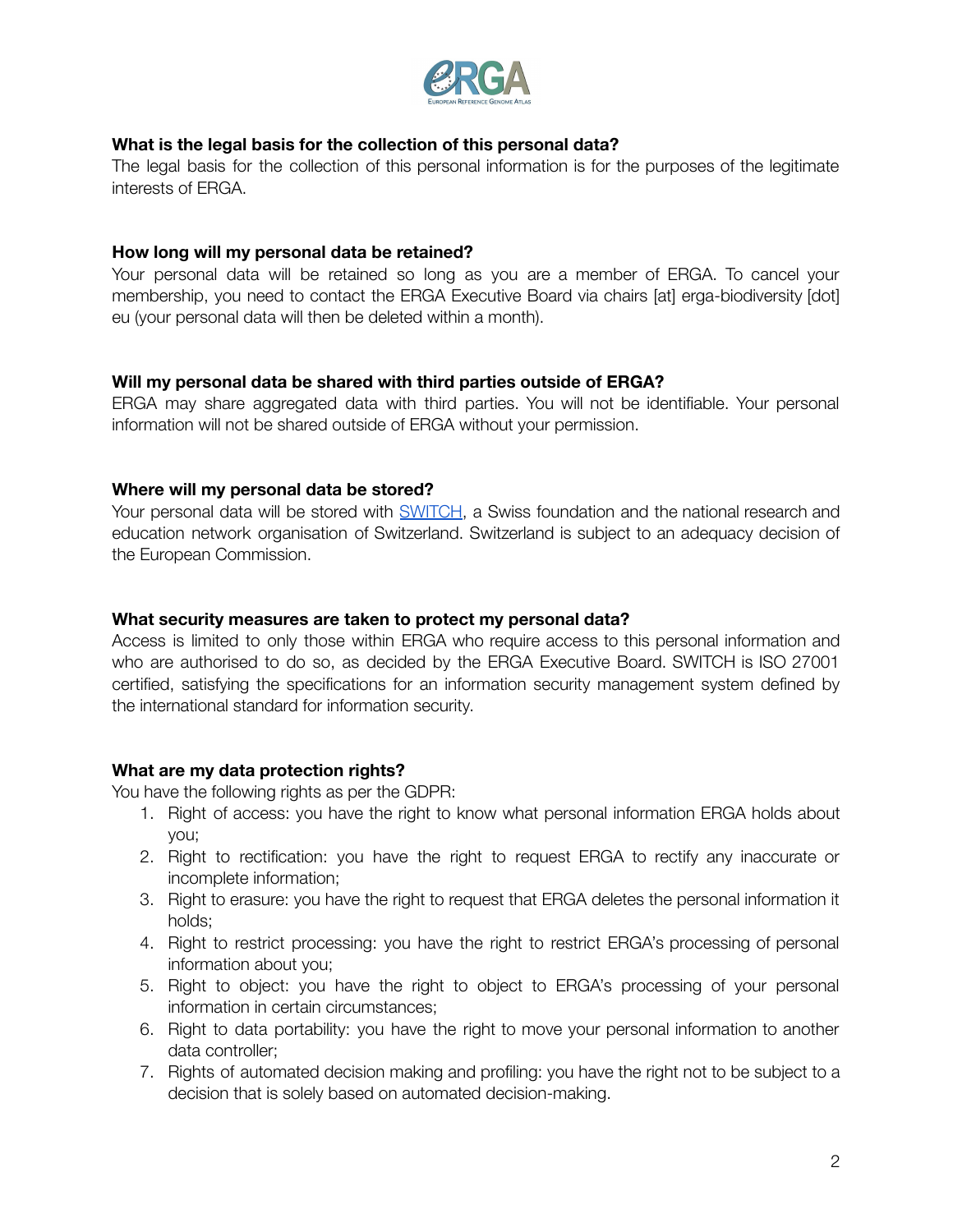**What is the legal basis for the collection of this personal data?**

The legal basis for the collection of this personal information is for the purposes of the legitimate interests of ERGA.

**How long will my personal data be retained?**

Your personal data will be retained so long as you are a member of ERGA. To cancel your membership, you need to contact the ERGA Executive Board via chairs [at] erga-biodiversity [dot] eu (your personal data will then be deleted within a month).

**Will my personal data be shared with third parties outside of ERGA?**

ERGA may share aggregated data with third parties. You will not be identifiable. Your personal information will not be shared outside of ERGA without your permission.

**Where will my personal data be stored?**

Your personal data will be stored with SWITCH, a Swiss foundation and the national research and education network organisation of Switzerland. Switzerland is subject to an adequacy decision of the European Commission.

**What security measures are taken to protect my personal data?**

Access is limited to only those within ERGA who require access to this personal information and who are authorised to do so, as decided by the ERGA Executive Board. SWITCH is ISO 27001 certified, satisfying the specifications for an information security management system defined by the international standard for information security.

**What are my data protection rights?**

You have the following rights as per the GDPR:

1. Right of access: you have the right to know what personal information ERGA holds about you;
2. Right to rectification: you have the right to request ERGA to rectify any inaccurate or incomplete information;
3. Right to erasure: you have the right to request that ERGA deletes the personal information it holds;
4. Right to restrict processing: you have the right to restrict ERGA's processing of personal information about you;
5. Right to object: you have the right to object to ERGA's processing of your personal information in certain circumstances;
6. Right to data portability: you have the right to move your personal information to another data controller;
7. Rights of automated decision making and profiling: you have the right not to be subject to a decision that is solely based on automated decision-making.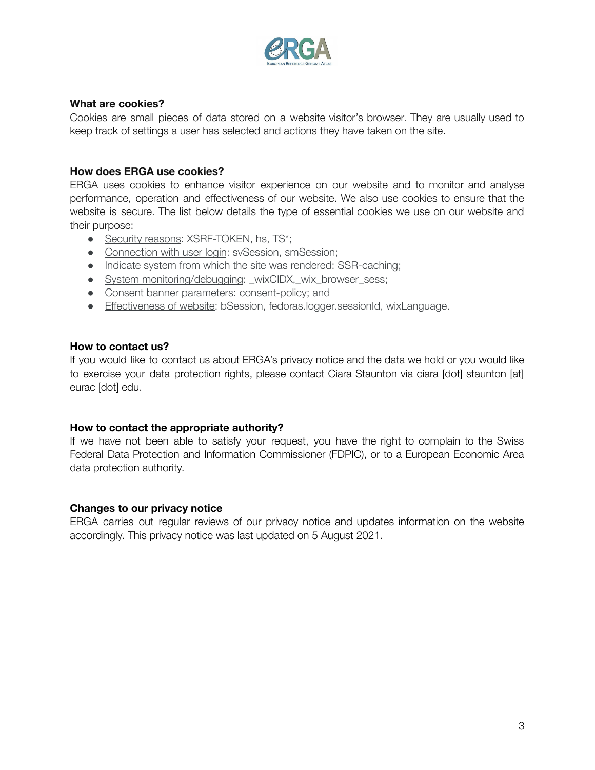**What are cookies?**

Cookies are small pieces of data stored on a website visitor's browser. They are usually used to keep track of settings a user has selected and actions they have taken on the site.

**How does ERGA use cookies?**

ERGA uses cookies to enhance visitor experience on our website and to monitor and analyse performance, operation and effectiveness of our website. We also use cookies to ensure that the website is secure. The list below details the type of essential cookies we use on our website and their purpose:

- Security reasons: XSRF-TOKEN, hs, TS*;
- Connection with user login: svSession, smSession;
- Indicate system from which the site was rendered: SSR-caching;
- System monitoring/debugging: _wixCIDX,_wix_browser_sess;
- Consent banner parameters: consent-policy; and
- Effectiveness of website: bSession, fedoras.logger.sessionId, wixLanguage.

**How to contact us?**

If you would like to contact us about ERGA's privacy notice and the data we hold or you would like to exercise your data protection rights, please contact Ciara Staunton via ciara [dot] staunton [at] eurac [dot] edu.

**How to contact the appropriate authority?**

If we have not been able to satisfy your request, you have the right to complain to the Swiss Federal Data Protection and Information Commissioner (FDPIC), or to a European Economic Area data protection authority.

**Changes to our privacy notice**

ERGA carries out regular reviews of our privacy notice and updates information on the website accordingly. This privacy notice was last updated on 5 August 2021.